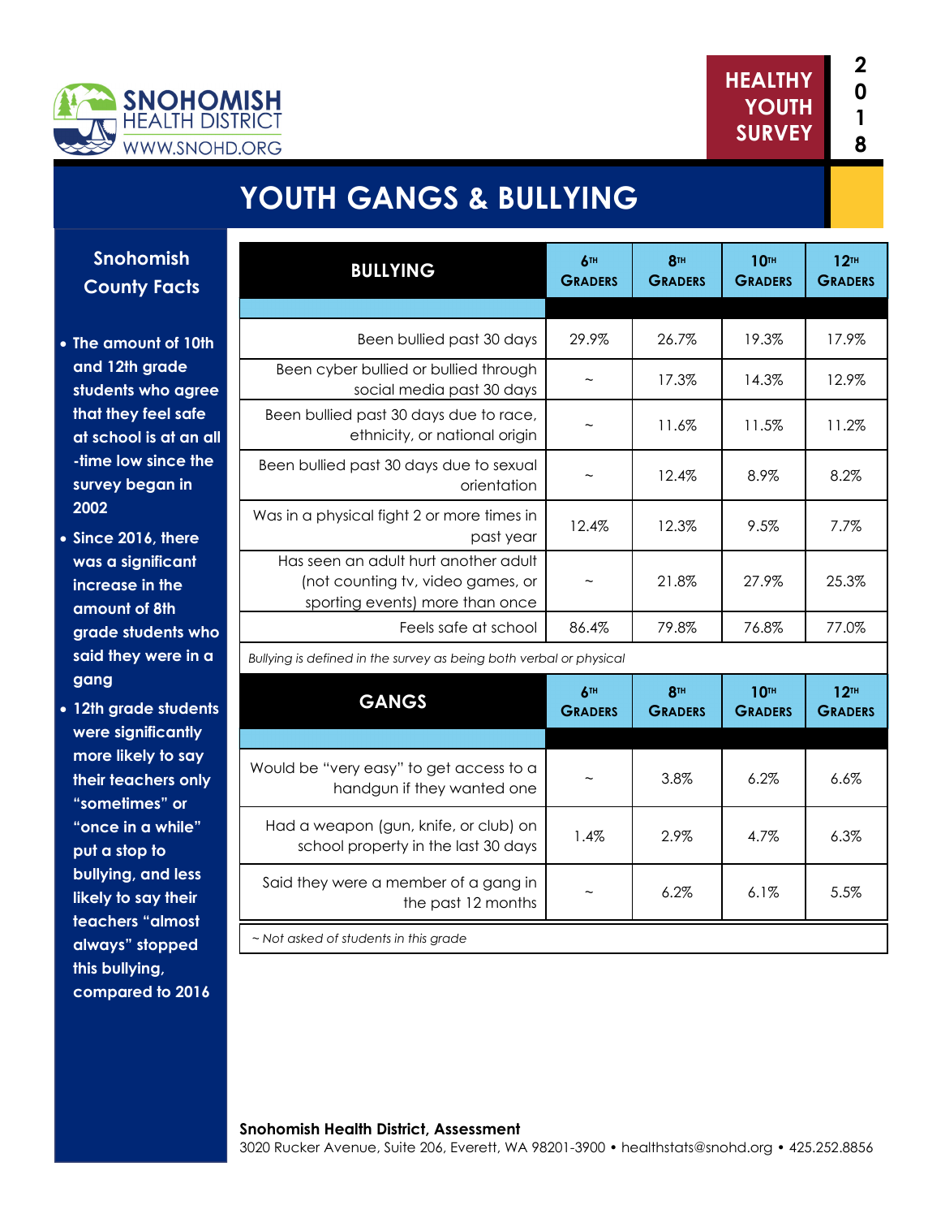SNOHOMISH HEALTH DISTRICT
WWW.SNOHD.ORG

HEALTHY YOUTH SURVEY 2018

# YOUTH GANGS & BULLYING

## Snohomish County Facts

- The amount of 10th and 12th grade students who agree that they feel safe at school is at an all-time low since the survey began in 2002
- Since 2016, there was a significant increase in the amount of 8th grade students who said they were in a gang
- 12th grade students were significantly more likely to say their teachers only "sometimes" or "once in a while" put a stop to bullying, and less likely to say their teachers "almost always" stopped this bullying, compared to 2016

| BULLYING | 6th Graders | 8th Graders | 10th Graders | 12th Graders |
|---|---|---|---|---|
| Been bullied past 30 days | 29.9% | 26.7% | 19.3% | 17.9% |
| Been cyber bullied or bullied through social media past 30 days | ~ | 17.3% | 14.3% | 12.9% |
| Been bullied past 30 days due to race, ethnicity, or national origin | ~ | 11.6% | 11.5% | 11.2% |
| Been bullied past 30 days due to sexual orientation | ~ | 12.4% | 8.9% | 8.2% |
| Was in a physical fight 2 or more times in past year | 12.4% | 12.3% | 9.5% | 7.7% |
| Has seen an adult hurt another adult (not counting tv, video games, or sporting events) more than once | ~ | 21.8% | 27.9% | 25.3% |
| Feels safe at school | 86.4% | 79.8% | 76.8% | 77.0% |

*Bullying is defined in the survey as being both verbal or physical*

| GANGS | 6th Graders | 8th Graders | 10th Graders | 12th Graders |
|---|---|---|---|---|
| Would be "very easy" to get access to a handgun if they wanted one | ~ | 3.8% | 6.2% | 6.6% |
| Had a weapon (gun, knife, or club) on school property in the last 30 days | 1.4% | 2.9% | 4.7% | 6.3% |
| Said they were a member of a gang in the past 12 months | ~ | 6.2% | 6.1% | 5.5% |

*~ Not asked of students in this grade*

**Snohomish Health District, Assessment**
3020 Rucker Avenue, Suite 206, Everett, WA 98201-3900 • healthstats@snohd.org • 425.252.8856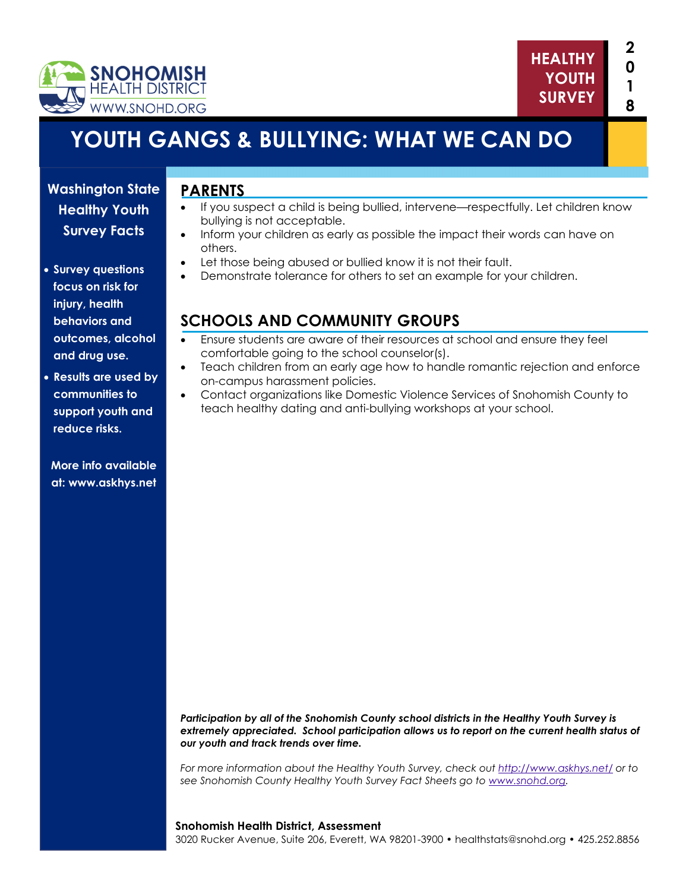HEALTHY YOUTH SURVEY 2018

# YOUTH GANGS & BULLYING: WHAT WE CAN DO

**Washington State Healthy Youth Survey Facts**

- **Survey questions focus on risk for injury, health behaviors and outcomes, alcohol and drug use.**
- **Results are used by communities to support youth and reduce risks.**

**More info available at: www.askhys.net**

## PARENTS

- If you suspect a child is being bullied, intervene—respectfully. Let children know bullying is not acceptable.
- Inform your children as early as possible the impact their words can have on others.
- Let those being abused or bullied know it is not their fault.
- Demonstrate tolerance for others to set an example for your children.

## SCHOOLS AND COMMUNITY GROUPS

- Ensure students are aware of their resources at school and ensure they feel comfortable going to the school counselor(s).
- Teach children from an early age how to handle romantic rejection and enforce on-campus harassment policies.
- Contact organizations like Domestic Violence Services of Snohomish County to teach healthy dating and anti-bullying workshops at your school.

***Participation by all of the Snohomish County school districts in the Healthy Youth Survey is extremely appreciated. School participation allows us to report on the current health status of our youth and track trends over time.***

*For more information about the Healthy Youth Survey, check out http://www.askhys.net/ or to see Snohomish County Healthy Youth Survey Fact Sheets go to www.snohd.org.*

**Snohomish Health District, Assessment**
3020 Rucker Avenue, Suite 206, Everett, WA 98201-3900 • healthstats@snohd.org • 425.252.8856